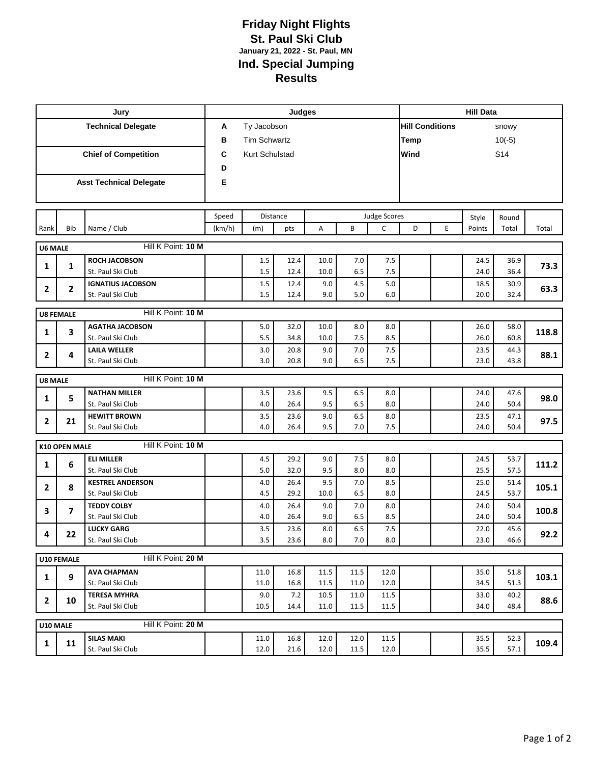# Friday Night Flights

## St. Paul Ski Club

**January 21, 2022 - St. Paul, MN**

## Ind. Special Jumping

## Results

| Jury | Judges | | Hill Data | |
|---|---|---|---|---|
| **Technical Delegate** | **A** | Ty Jacobson | **Hill Conditions** | snowy |
| | **B** | Tim Schwartz | **Temp** | 10(-5) |
| **Chief of Competition** | **C** | Kurt Schulstad | **Wind** | S14 |
| | **D** | | | |
| **Asst Technical Delegate** | **E** | | | |

| Rank | Bib | Name / Club | Speed (km/h) | Distance (m) | Distance pts | A | B | C | D | E | Style Points | Round Total | Total |
|---|---|---|---|---|---|---|---|---|---|---|---|---|---|
| **U6 MALE** | | Hill K Point: **10 M** | | | | | | | | | | | |
| **1** | **1** | **ROCH JACOBSON** | | 1.5 | 12.4 | 10.0 | 7.0 | 7.5 | | | 24.5 | 36.9 | **73.3** |
| | | St. Paul Ski Club | | 1.5 | 12.4 | 10.0 | 6.5 | 7.5 | | | 24.0 | 36.4 | |
| **2** | **2** | **IGNATIUS JACOBSON** | | 1.5 | 12.4 | 9.0 | 4.5 | 5.0 | | | 18.5 | 30.9 | **63.3** |
| | | St. Paul Ski Club | | 1.5 | 12.4 | 9.0 | 5.0 | 6.0 | | | 20.0 | 32.4 | |
| **U8 FEMALE** | | Hill K Point: **10 M** | | | | | | | | | | | |
| **1** | **3** | **AGATHA JACOBSON** | | 5.0 | 32.0 | 10.0 | 8.0 | 8.0 | | | 26.0 | 58.0 | **118.8** |
| | | St. Paul Ski Club | | 5.5 | 34.8 | 10.0 | 7.5 | 8.5 | | | 26.0 | 60.8 | |
| **2** | **4** | **LAILA WELLER** | | 3.0 | 20.8 | 9.0 | 7.0 | 7.5 | | | 23.5 | 44.3 | **88.1** |
| | | St. Paul Ski Club | | 3.0 | 20.8 | 9.0 | 6.5 | 7.5 | | | 23.0 | 43.8 | |
| **U8 MALE** | | Hill K Point: **10 M** | | | | | | | | | | | |
| **1** | **5** | **NATHAN MILLER** | | 3.5 | 23.6 | 9.5 | 6.5 | 8.0 | | | 24.0 | 47.6 | **98.0** |
| | | St. Paul Ski Club | | 4.0 | 26.4 | 9.5 | 6.5 | 8.0 | | | 24.0 | 50.4 | |
| **2** | **21** | **HEWITT BROWN** | | 3.5 | 23.6 | 9.0 | 6.5 | 8.0 | | | 23.5 | 47.1 | **97.5** |
| | | St. Paul Ski Club | | 4.0 | 26.4 | 9.5 | 7.0 | 7.5 | | | 24.0 | 50.4 | |
| **K10 OPEN MALE** | | Hill K Point: **10 M** | | | | | | | | | | | |
| **1** | **6** | **ELI MILLER** | | 4.5 | 29.2 | 9.0 | 7.5 | 8.0 | | | 24.5 | 53.7 | **111.2** |
| | | St. Paul Ski Club | | 5.0 | 32.0 | 9.5 | 8.0 | 8.0 | | | 25.5 | 57.5 | |
| **2** | **8** | **KESTREL ANDERSON** | | 4.0 | 26.4 | 9.5 | 7.0 | 8.5 | | | 25.0 | 51.4 | **105.1** |
| | | St. Paul Ski Club | | 4.5 | 29.2 | 10.0 | 6.5 | 8.0 | | | 24.5 | 53.7 | |
| **3** | **7** | **TEDDY COLBY** | | 4.0 | 26.4 | 9.0 | 7.0 | 8.0 | | | 24.0 | 50.4 | **100.8** |
| | | St. Paul Ski Club | | 4.0 | 26.4 | 9.0 | 6.5 | 8.5 | | | 24.0 | 50.4 | |
| **4** | **22** | **LUCKY GARG** | | 3.5 | 23.6 | 8.0 | 6.5 | 7.5 | | | 22.0 | 45.6 | **92.2** |
| | | St. Paul Ski Club | | 3.5 | 23.6 | 8.0 | 7.0 | 8.0 | | | 23.0 | 46.6 | |
| **U10 FEMALE** | | Hill K Point: **20 M** | | | | | | | | | | | |
| **1** | **9** | **AVA CHAPMAN** | | 11.0 | 16.8 | 11.5 | 11.5 | 12.0 | | | 35.0 | 51.8 | **103.1** |
| | | St. Paul Ski Club | | 11.0 | 16.8 | 11.5 | 11.0 | 12.0 | | | 34.5 | 51.3 | |
| **2** | **10** | **TERESA MYHRA** | | 9.0 | 7.2 | 10.5 | 11.0 | 11.5 | | | 33.0 | 40.2 | **88.6** |
| | | St. Paul Ski Club | | 10.5 | 14.4 | 11.0 | 11.5 | 11.5 | | | 34.0 | 48.4 | |
| **U10 MALE** | | Hill K Point: **20 M** | | | | | | | | | | | |
| **1** | **11** | **SILAS MAKI** | | 11.0 | 16.8 | 12.0 | 12.0 | 11.5 | | | 35.5 | 52.3 | **109.4** |
| | | St. Paul Ski Club | | 12.0 | 21.6 | 12.0 | 11.5 | 12.0 | | | 35.5 | 57.1 | |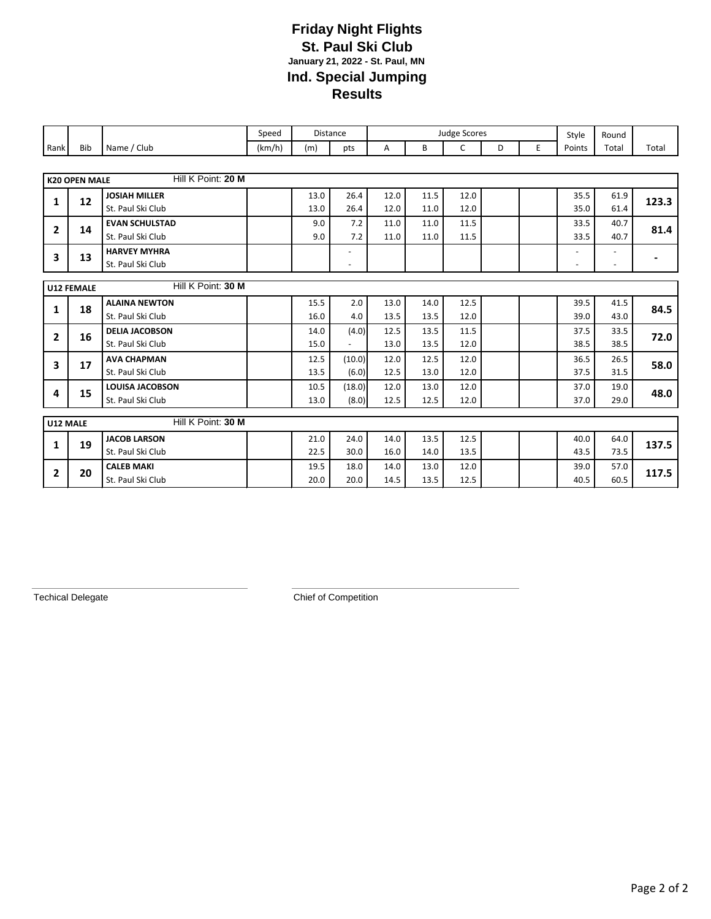# Friday Night Flights

## St. Paul Ski Club

**January 21, 2022 - St. Paul, MN**

## Ind. Special Jumping

## Results

| Rank | Bib | Name / Club | Speed (km/h) | Distance (m) | Distance pts | A | B | C | D | E | Style Points | Round Total | Total |
|---|---|---|---|---|---|---|---|---|---|---|---|---|---|
| **K20 OPEN MALE** | | Hill K Point: **20 M** | | | | | | | | | | | |
| 1 | 12 | **JOSIAH MILLER** | | 13.0 | 26.4 | 12.0 | 11.5 | 12.0 | | | 35.5 | 61.9 | **123.3** |
| | | St. Paul Ski Club | | 13.0 | 26.4 | 12.0 | 11.0 | 12.0 | | | 35.0 | 61.4 | |
| 2 | 14 | **EVAN SCHULSTAD** | | 9.0 | 7.2 | 11.0 | 11.0 | 11.5 | | | 33.5 | 40.7 | **81.4** |
| | | St. Paul Ski Club | | 9.0 | 7.2 | 11.0 | 11.0 | 11.5 | | | 33.5 | 40.7 | |
| 3 | 13 | **HARVEY MYHRA** | | | - | | | | | | - | - | **-** |
| | | St. Paul Ski Club | | | - | | | | | | - | - | |
| **U12 FEMALE** | | Hill K Point: **30 M** | | | | | | | | | | | |
| 1 | 18 | **ALAINA NEWTON** | | 15.5 | 2.0 | 13.0 | 14.0 | 12.5 | | | 39.5 | 41.5 | **84.5** |
| | | St. Paul Ski Club | | 16.0 | 4.0 | 13.5 | 13.5 | 12.0 | | | 39.0 | 43.0 | |
| 2 | 16 | **DELIA JACOBSON** | | 14.0 | (4.0) | 12.5 | 13.5 | 11.5 | | | 37.5 | 33.5 | **72.0** |
| | | St. Paul Ski Club | | 15.0 | - | 13.0 | 13.5 | 12.0 | | | 38.5 | 38.5 | |
| 3 | 17 | **AVA CHAPMAN** | | 12.5 | (10.0) | 12.0 | 12.5 | 12.0 | | | 36.5 | 26.5 | **58.0** |
| | | St. Paul Ski Club | | 13.5 | (6.0) | 12.5 | 13.0 | 12.0 | | | 37.5 | 31.5 | |
| 4 | 15 | **LOUISA JACOBSON** | | 10.5 | (18.0) | 12.0 | 13.0 | 12.0 | | | 37.0 | 19.0 | **48.0** |
| | | St. Paul Ski Club | | 13.0 | (8.0) | 12.5 | 12.5 | 12.0 | | | 37.0 | 29.0 | |
| **U12 MALE** | | Hill K Point: **30 M** | | | | | | | | | | | |
| 1 | 19 | **JACOB LARSON** | | 21.0 | 24.0 | 14.0 | 13.5 | 12.5 | | | 40.0 | 64.0 | **137.5** |
| | | St. Paul Ski Club | | 22.5 | 30.0 | 16.0 | 14.0 | 13.5 | | | 43.5 | 73.5 | |
| 2 | 20 | **CALEB MAKI** | | 19.5 | 18.0 | 14.0 | 13.0 | 12.0 | | | 39.0 | 57.0 | **117.5** |
| | | St. Paul Ski Club | | 20.0 | 20.0 | 14.5 | 13.5 | 12.5 | | | 40.5 | 60.5 | |

Techical Delegate

Chief of Competition